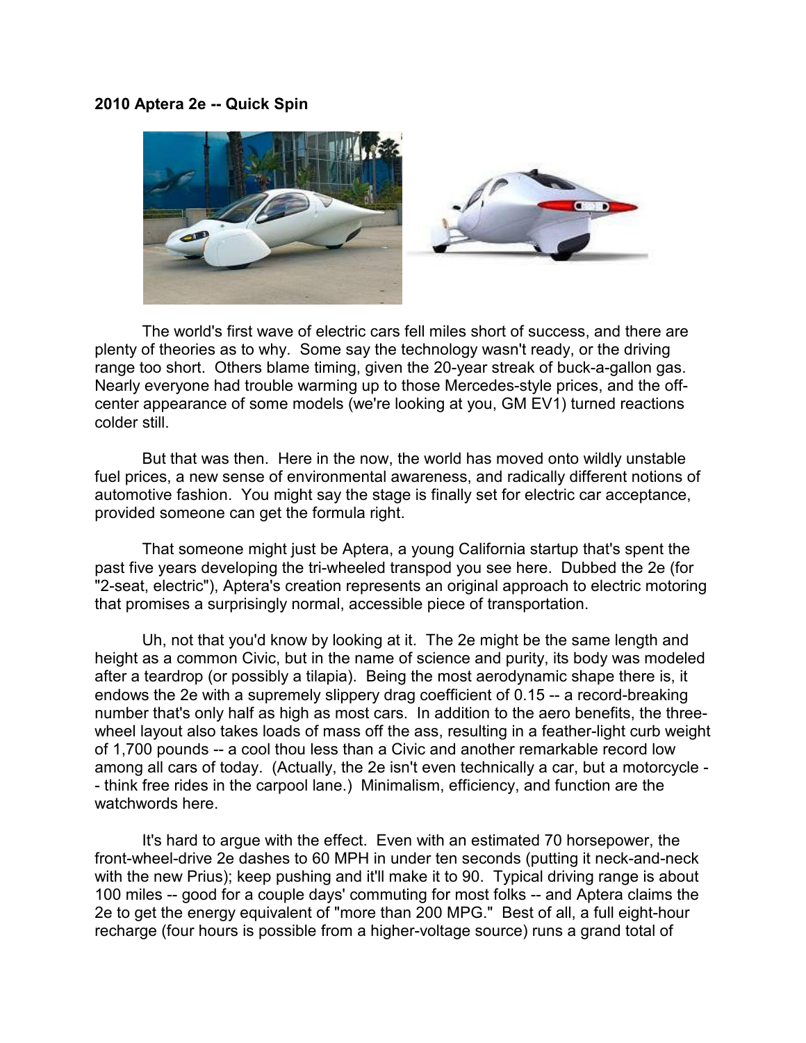**2010 Aptera 2e -- Quick Spin**

The world's first wave of electric cars fell miles short of success, and there are plenty of theories as to why. Some say the technology wasn't ready, or the driving range too short. Others blame timing, given the 20-year streak of buck-a-gallon gas. Nearly everyone had trouble warming up to those Mercedes-style prices, and the off-center appearance of some models (we're looking at you, GM EV1) turned reactions colder still.

But that was then. Here in the now, the world has moved onto wildly unstable fuel prices, a new sense of environmental awareness, and radically different notions of automotive fashion. You might say the stage is finally set for electric car acceptance, provided someone can get the formula right.

That someone might just be Aptera, a young California startup that's spent the past five years developing the tri-wheeled transpod you see here. Dubbed the 2e (for "2-seat, electric"), Aptera's creation represents an original approach to electric motoring that promises a surprisingly normal, accessible piece of transportation.

Uh, not that you'd know by looking at it. The 2e might be the same length and height as a common Civic, but in the name of science and purity, its body was modeled after a teardrop (or possibly a tilapia). Being the most aerodynamic shape there is, it endows the 2e with a supremely slippery drag coefficient of 0.15 -- a record-breaking number that's only half as high as most cars. In addition to the aero benefits, the three-wheel layout also takes loads of mass off the ass, resulting in a feather-light curb weight of 1,700 pounds -- a cool thou less than a Civic and another remarkable record low among all cars of today. (Actually, the 2e isn't even technically a car, but a motorcycle -- think free rides in the carpool lane.) Minimalism, efficiency, and function are the watchwords here.

It's hard to argue with the effect. Even with an estimated 70 horsepower, the front-wheel-drive 2e dashes to 60 MPH in under ten seconds (putting it neck-and-neck with the new Prius); keep pushing and it'll make it to 90. Typical driving range is about 100 miles -- good for a couple days' commuting for most folks -- and Aptera claims the 2e to get the energy equivalent of "more than 200 MPG." Best of all, a full eight-hour recharge (four hours is possible from a higher-voltage source) runs a grand total of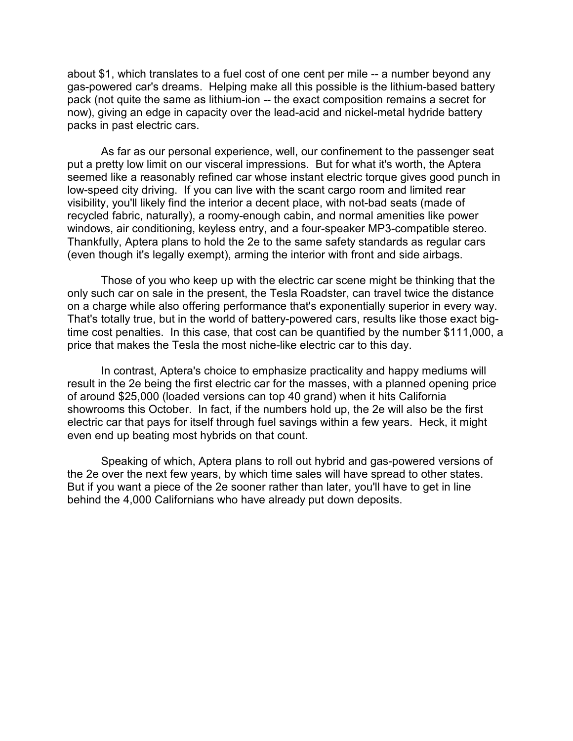about $1, which translates to a fuel cost of one cent per mile -- a number beyond any gas-powered car's dreams. Helping make all this possible is the lithium-based battery pack (not quite the same as lithium-ion -- the exact composition remains a secret for now), giving an edge in capacity over the lead-acid and nickel-metal hydride battery packs in past electric cars.

As far as our personal experience, well, our confinement to the passenger seat put a pretty low limit on our visceral impressions. But for what it's worth, the Aptera seemed like a reasonably refined car whose instant electric torque gives good punch in low-speed city driving. If you can live with the scant cargo room and limited rear visibility, you'll likely find the interior a decent place, with not-bad seats (made of recycled fabric, naturally), a roomy-enough cabin, and normal amenities like power windows, air conditioning, keyless entry, and a four-speaker MP3-compatible stereo. Thankfully, Aptera plans to hold the 2e to the same safety standards as regular cars (even though it's legally exempt), arming the interior with front and side airbags.

Those of you who keep up with the electric car scene might be thinking that the only such car on sale in the present, the Tesla Roadster, can travel twice the distance on a charge while also offering performance that's exponentially superior in every way. That's totally true, but in the world of battery-powered cars, results like those exact big-time cost penalties. In this case, that cost can be quantified by the number $111,000, a price that makes the Tesla the most niche-like electric car to this day.

In contrast, Aptera's choice to emphasize practicality and happy mediums will result in the 2e being the first electric car for the masses, with a planned opening price of around $25,000 (loaded versions can top 40 grand) when it hits California showrooms this October. In fact, if the numbers hold up, the 2e will also be the first electric car that pays for itself through fuel savings within a few years. Heck, it might even end up beating most hybrids on that count.

Speaking of which, Aptera plans to roll out hybrid and gas-powered versions of the 2e over the next few years, by which time sales will have spread to other states. But if you want a piece of the 2e sooner rather than later, you'll have to get in line behind the 4,000 Californians who have already put down deposits.